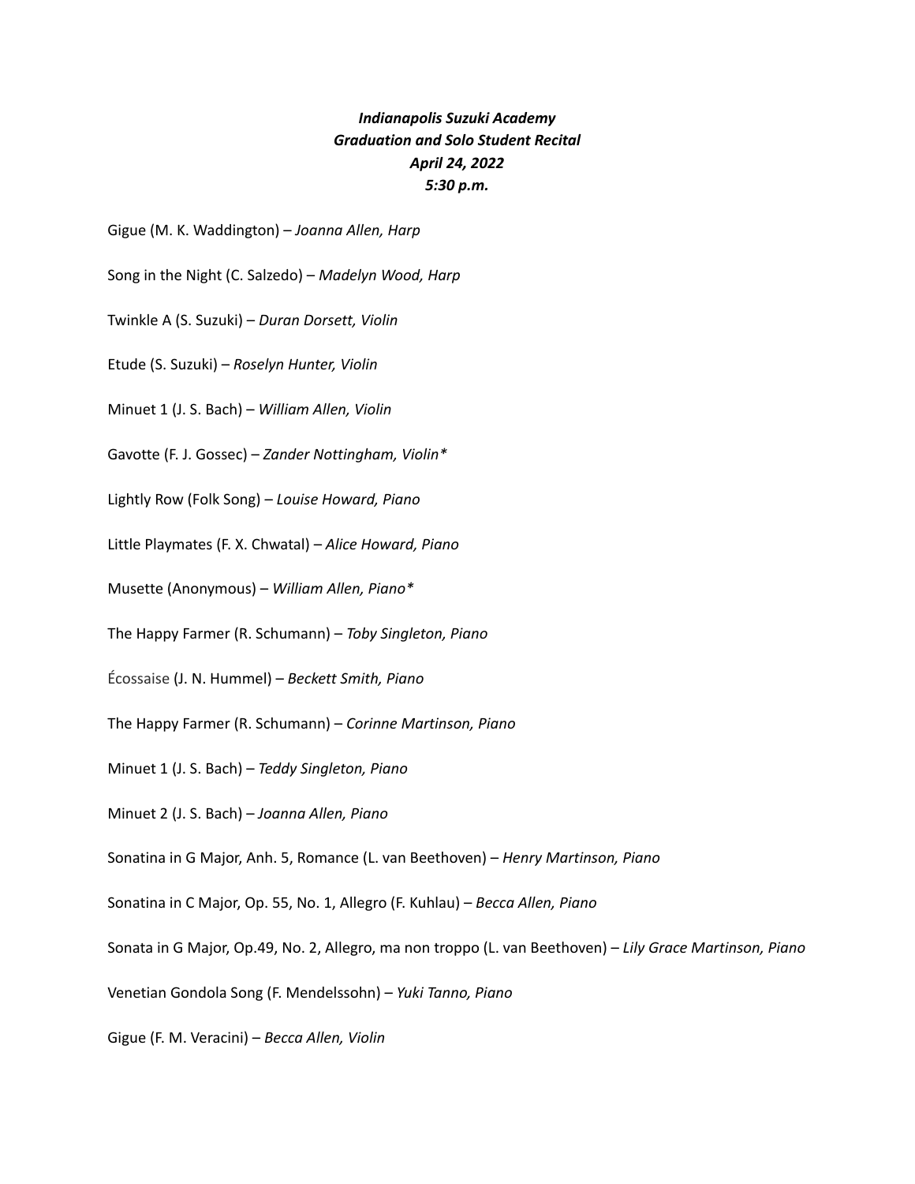***Indianapolis Suzuki Academy***
***Graduation and Solo Student Recital***
***April 24, 2022***
***5:30 p.m.***

Gigue (M. K. Waddington) – *Joanna Allen, Harp*

Song in the Night (C. Salzedo) – *Madelyn Wood, Harp*

Twinkle A (S. Suzuki) – *Duran Dorsett, Violin*

Etude (S. Suzuki) – *Roselyn Hunter, Violin*

Minuet 1 (J. S. Bach) – *William Allen, Violin*

Gavotte (F. J. Gossec) – *Zander Nottingham, Violin**

Lightly Row (Folk Song) – *Louise Howard, Piano*

Little Playmates (F. X. Chwatal) – *Alice Howard, Piano*

Musette (Anonymous) – *William Allen, Piano**

The Happy Farmer (R. Schumann) – *Toby Singleton, Piano*

Écossaise (J. N. Hummel) – *Beckett Smith, Piano*

The Happy Farmer (R. Schumann) – *Corinne Martinson, Piano*

Minuet 1 (J. S. Bach) – *Teddy Singleton, Piano*

Minuet 2 (J. S. Bach) – *Joanna Allen, Piano*

Sonatina in G Major, Anh. 5, Romance (L. van Beethoven) – *Henry Martinson, Piano*

Sonatina in C Major, Op. 55, No. 1, Allegro (F. Kuhlau) – *Becca Allen, Piano*

Sonata in G Major, Op.49, No. 2, Allegro, ma non troppo (L. van Beethoven) – *Lily Grace Martinson, Piano*

Venetian Gondola Song (F. Mendelssohn) – *Yuki Tanno, Piano*

Gigue (F. M. Veracini) – *Becca Allen, Violin*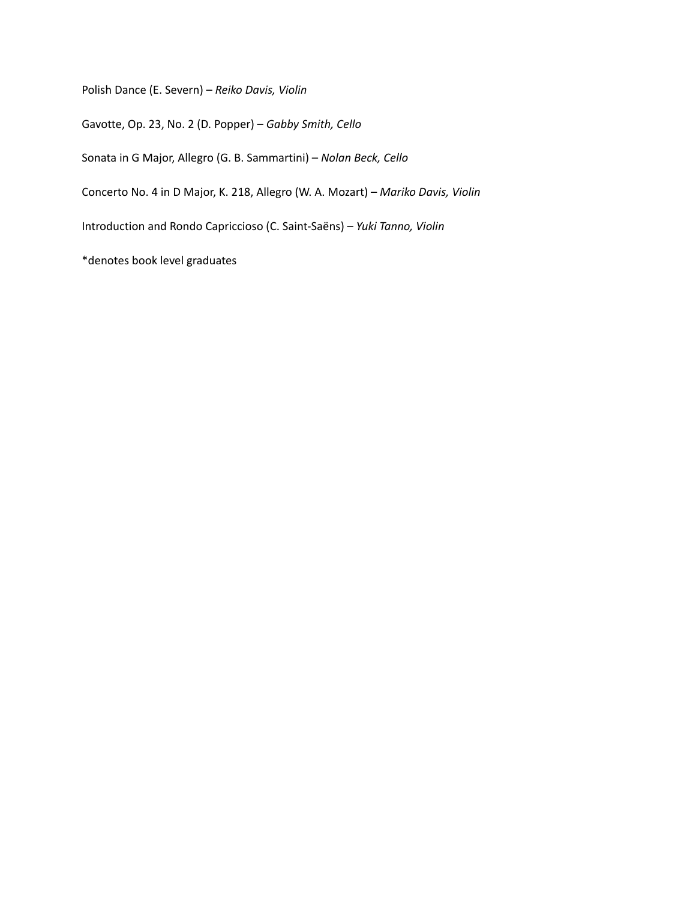Polish Dance (E. Severn) – *Reiko Davis, Violin*

Gavotte, Op. 23, No. 2 (D. Popper) – *Gabby Smith, Cello*

Sonata in G Major, Allegro (G. B. Sammartini) – *Nolan Beck, Cello*

Concerto No. 4 in D Major, K. 218, Allegro (W. A. Mozart) – *Mariko Davis, Violin*

Introduction and Rondo Capriccioso (C. Saint-Saëns) – *Yuki Tanno, Violin*

*denotes book level graduates